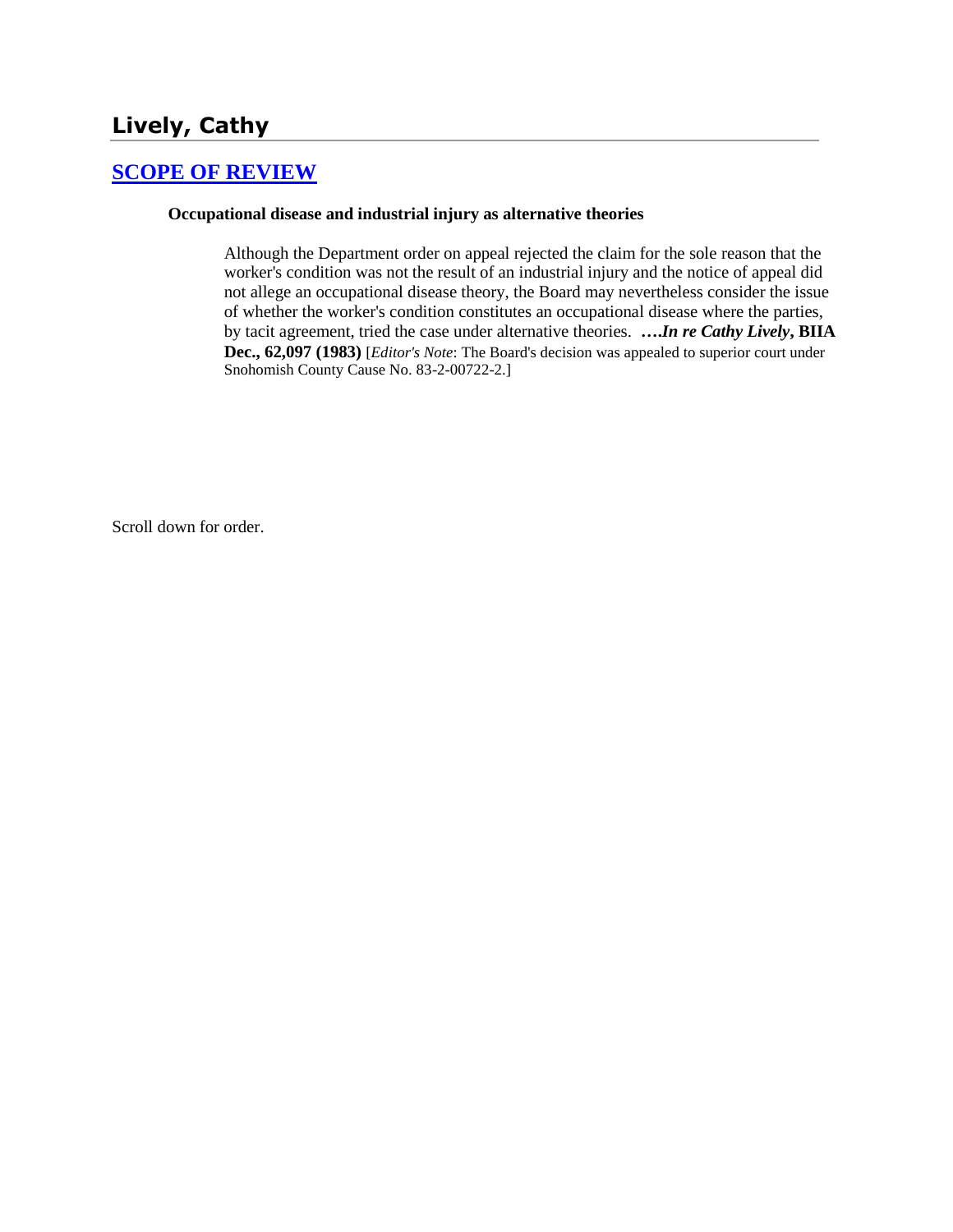# Lively, Cathy

## [SCOPE OF REVIEW]

**Occupational disease and industrial injury as alternative theories**

> Although the Department order on appeal rejected the claim for the sole reason that the worker's condition was not the result of an industrial injury and the notice of appeal did not allege an occupational disease theory, the Board may nevertheless consider the issue of whether the worker's condition constitutes an occupational disease where the parties, by tacit agreement, tried the case under alternative theories. ****….In re Cathy Lively*, BIIA Dec., 62,097 (1983)** [*Editor's Note*: The Board's decision was appealed to superior court under Snohomish County Cause No. 83-2-00722-2.]

Scroll down for order.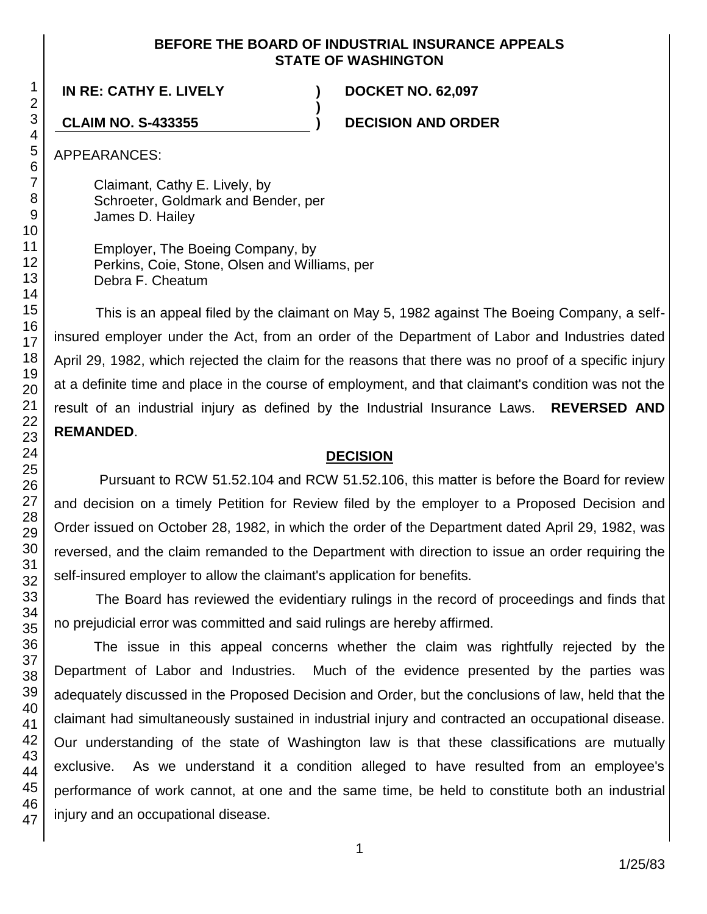# BEFORE THE BOARD OF INDUSTRIAL INSURANCE APPEALS
# STATE OF WASHINGTON

**IN RE: CATHY E. LIVELY** ) **DOCKET NO. 62,097**
)
**CLAIM NO. S-433355** ) **DECISION AND ORDER**

APPEARANCES:

Claimant, Cathy E. Lively, by
Schroeter, Goldmark and Bender, per
James D. Hailey

Employer, The Boeing Company, by
Perkins, Coie, Stone, Olsen and Williams, per
Debra F. Cheatum

This is an appeal filed by the claimant on May 5, 1982 against The Boeing Company, a self-insured employer under the Act, from an order of the Department of Labor and Industries dated April 29, 1982, which rejected the claim for the reasons that there was no proof of a specific injury at a definite time and place in the course of employment, and that claimant's condition was not the result of an industrial injury as defined by the Industrial Insurance Laws. **REVERSED AND REMANDED**.

## DECISION

Pursuant to RCW 51.52.104 and RCW 51.52.106, this matter is before the Board for review and decision on a timely Petition for Review filed by the employer to a Proposed Decision and Order issued on October 28, 1982, in which the order of the Department dated April 29, 1982, was reversed, and the claim remanded to the Department with direction to issue an order requiring the self-insured employer to allow the claimant's application for benefits.

The Board has reviewed the evidentiary rulings in the record of proceedings and finds that no prejudicial error was committed and said rulings are hereby affirmed.

The issue in this appeal concerns whether the claim was rightfully rejected by the Department of Labor and Industries. Much of the evidence presented by the parties was adequately discussed in the Proposed Decision and Order, but the conclusions of law, held that the claimant had simultaneously sustained in industrial injury and contracted an occupational disease. Our understanding of the state of Washington law is that these classifications are mutually exclusive. As we understand it a condition alleged to have resulted from an employee's performance of work cannot, at one and the same time, be held to constitute both an industrial injury and an occupational disease.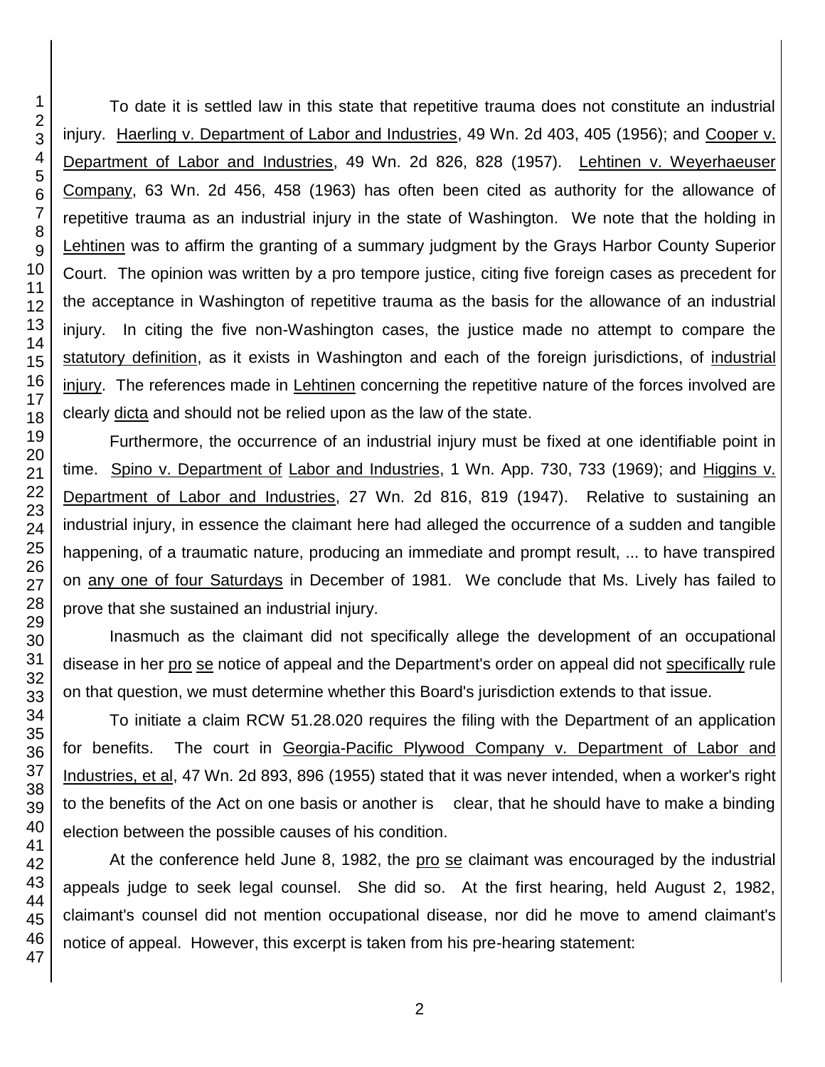To date it is settled law in this state that repetitive trauma does not constitute an industrial injury. Haerling v. Department of Labor and Industries, 49 Wn. 2d 403, 405 (1956); and Cooper v. Department of Labor and Industries, 49 Wn. 2d 826, 828 (1957). Lehtinen v. Weyerhaeuser Company, 63 Wn. 2d 456, 458 (1963) has often been cited as authority for the allowance of repetitive trauma as an industrial injury in the state of Washington. We note that the holding in Lehtinen was to affirm the granting of a summary judgment by the Grays Harbor County Superior Court. The opinion was written by a pro tempore justice, citing five foreign cases as precedent for the acceptance in Washington of repetitive trauma as the basis for the allowance of an industrial injury. In citing the five non-Washington cases, the justice made no attempt to compare the statutory definition, as it exists in Washington and each of the foreign jurisdictions, of industrial injury. The references made in Lehtinen concerning the repetitive nature of the forces involved are clearly dicta and should not be relied upon as the law of the state.

Furthermore, the occurrence of an industrial injury must be fixed at one identifiable point in time. Spino v. Department of Labor and Industries, 1 Wn. App. 730, 733 (1969); and Higgins v. Department of Labor and Industries, 27 Wn. 2d 816, 819 (1947). Relative to sustaining an industrial injury, in essence the claimant here had alleged the occurrence of a sudden and tangible happening, of a traumatic nature, producing an immediate and prompt result, ... to have transpired on any one of four Saturdays in December of 1981. We conclude that Ms. Lively has failed to prove that she sustained an industrial injury.

Inasmuch as the claimant did not specifically allege the development of an occupational disease in her pro se notice of appeal and the Department's order on appeal did not specifically rule on that question, we must determine whether this Board's jurisdiction extends to that issue.

To initiate a claim RCW 51.28.020 requires the filing with the Department of an application for benefits. The court in Georgia-Pacific Plywood Company v. Department of Labor and Industries, et al, 47 Wn. 2d 893, 896 (1955) stated that it was never intended, when a worker's right to the benefits of the Act on one basis or another is clear, that he should have to make a binding election between the possible causes of his condition.

At the conference held June 8, 1982, the pro se claimant was encouraged by the industrial appeals judge to seek legal counsel. She did so. At the first hearing, held August 2, 1982, claimant's counsel did not mention occupational disease, nor did he move to amend claimant's notice of appeal. However, this excerpt is taken from his pre-hearing statement: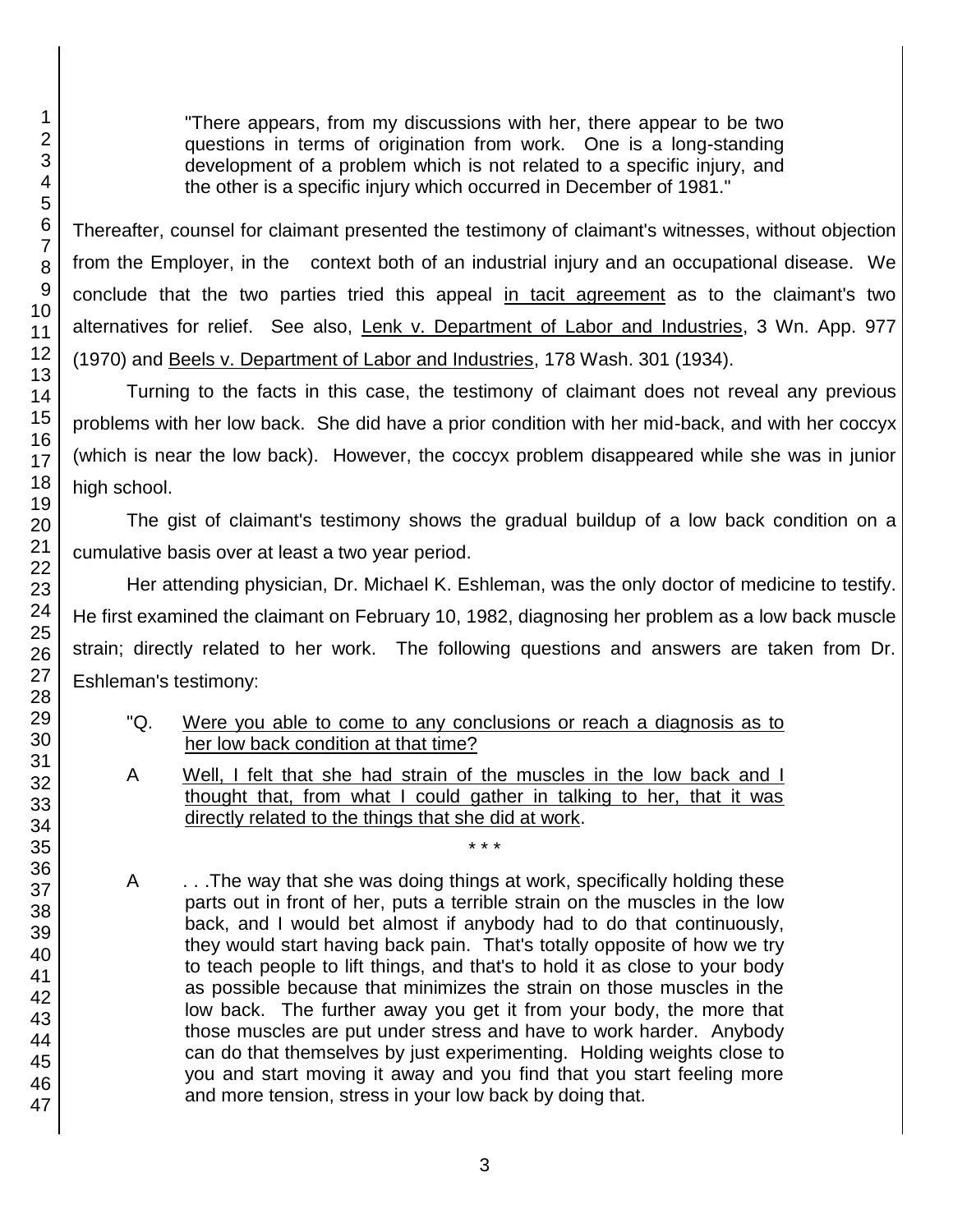"There appears, from my discussions with her, there appear to be two questions in terms of origination from work. One is a long-standing development of a problem which is not related to a specific injury, and the other is a specific injury which occurred in December of 1981."

Thereafter, counsel for claimant presented the testimony of claimant's witnesses, without objection from the Employer, in the context both of an industrial injury and an occupational disease. We conclude that the two parties tried this appeal in tacit agreement as to the claimant's two alternatives for relief. See also, Lenk v. Department of Labor and Industries, 3 Wn. App. 977 (1970) and Beels v. Department of Labor and Industries, 178 Wash. 301 (1934).

Turning to the facts in this case, the testimony of claimant does not reveal any previous problems with her low back. She did have a prior condition with her mid-back, and with her coccyx (which is near the low back). However, the coccyx problem disappeared while she was in junior high school.

The gist of claimant's testimony shows the gradual buildup of a low back condition on a cumulative basis over at least a two year period.

Her attending physician, Dr. Michael K. Eshleman, was the only doctor of medicine to testify. He first examined the claimant on February 10, 1982, diagnosing her problem as a low back muscle strain; directly related to her work. The following questions and answers are taken from Dr. Eshleman's testimony:

"Q. Were you able to come to any conclusions or reach a diagnosis as to her low back condition at that time?

A Well, I felt that she had strain of the muscles in the low back and I thought that, from what I could gather in talking to her, that it was directly related to the things that she did at work.

\* \* \*

A . . .The way that she was doing things at work, specifically holding these parts out in front of her, puts a terrible strain on the muscles in the low back, and I would bet almost if anybody had to do that continuously, they would start having back pain. That's totally opposite of how we try to teach people to lift things, and that's to hold it as close to your body as possible because that minimizes the strain on those muscles in the low back. The further away you get it from your body, the more that those muscles are put under stress and have to work harder. Anybody can do that themselves by just experimenting. Holding weights close to you and start moving it away and you find that you start feeling more and more tension, stress in your low back by doing that.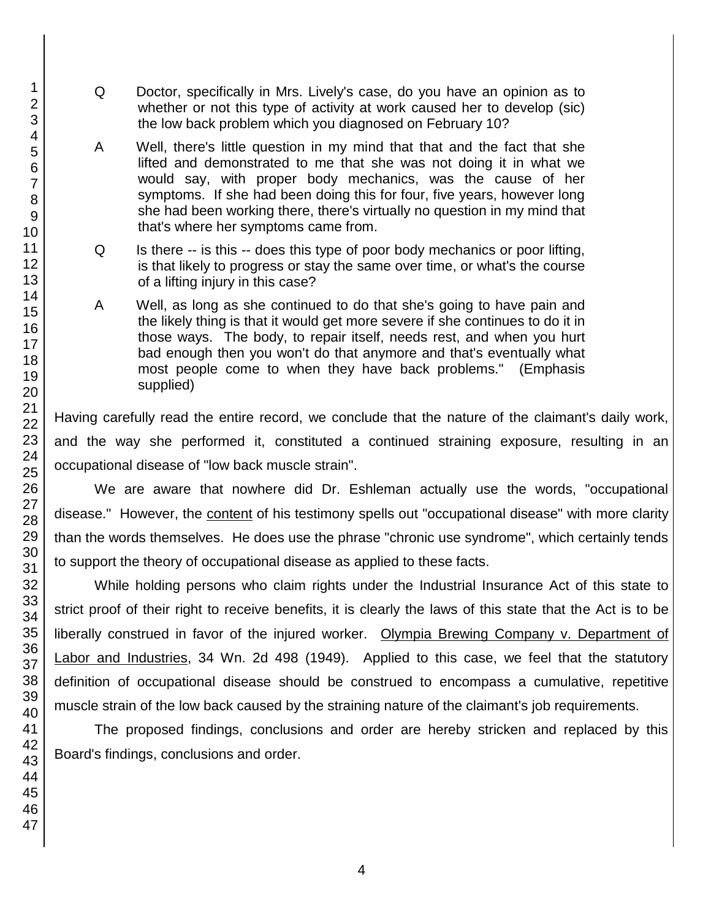Q Doctor, specifically in Mrs. Lively's case, do you have an opinion as to whether or not this type of activity at work caused her to develop (sic) the low back problem which you diagnosed on February 10?

A Well, there's little question in my mind that that and the fact that she lifted and demonstrated to me that she was not doing it in what we would say, with proper body mechanics, was the cause of her symptoms. If she had been doing this for four, five years, however long she had been working there, there's virtually no question in my mind that that's where her symptoms came from.

Q Is there -- is this -- does this type of poor body mechanics or poor lifting, is that likely to progress or stay the same over time, or what's the course of a lifting injury in this case?

A Well, as long as she continued to do that she's going to have pain and the likely thing is that it would get more severe if she continues to do it in those ways. The body, to repair itself, needs rest, and when you hurt bad enough then you won't do that anymore and that's eventually what most people come to when they have back problems." (Emphasis supplied)

Having carefully read the entire record, we conclude that the nature of the claimant's daily work, and the way she performed it, constituted a continued straining exposure, resulting in an occupational disease of "low back muscle strain".

We are aware that nowhere did Dr. Eshleman actually use the words, "occupational disease." However, the content of his testimony spells out "occupational disease" with more clarity than the words themselves. He does use the phrase "chronic use syndrome", which certainly tends to support the theory of occupational disease as applied to these facts.

While holding persons who claim rights under the Industrial Insurance Act of this state to strict proof of their right to receive benefits, it is clearly the laws of this state that the Act is to be liberally construed in favor of the injured worker. Olympia Brewing Company v. Department of Labor and Industries, 34 Wn. 2d 498 (1949). Applied to this case, we feel that the statutory definition of occupational disease should be construed to encompass a cumulative, repetitive muscle strain of the low back caused by the straining nature of the claimant's job requirements.

The proposed findings, conclusions and order are hereby stricken and replaced by this Board's findings, conclusions and order.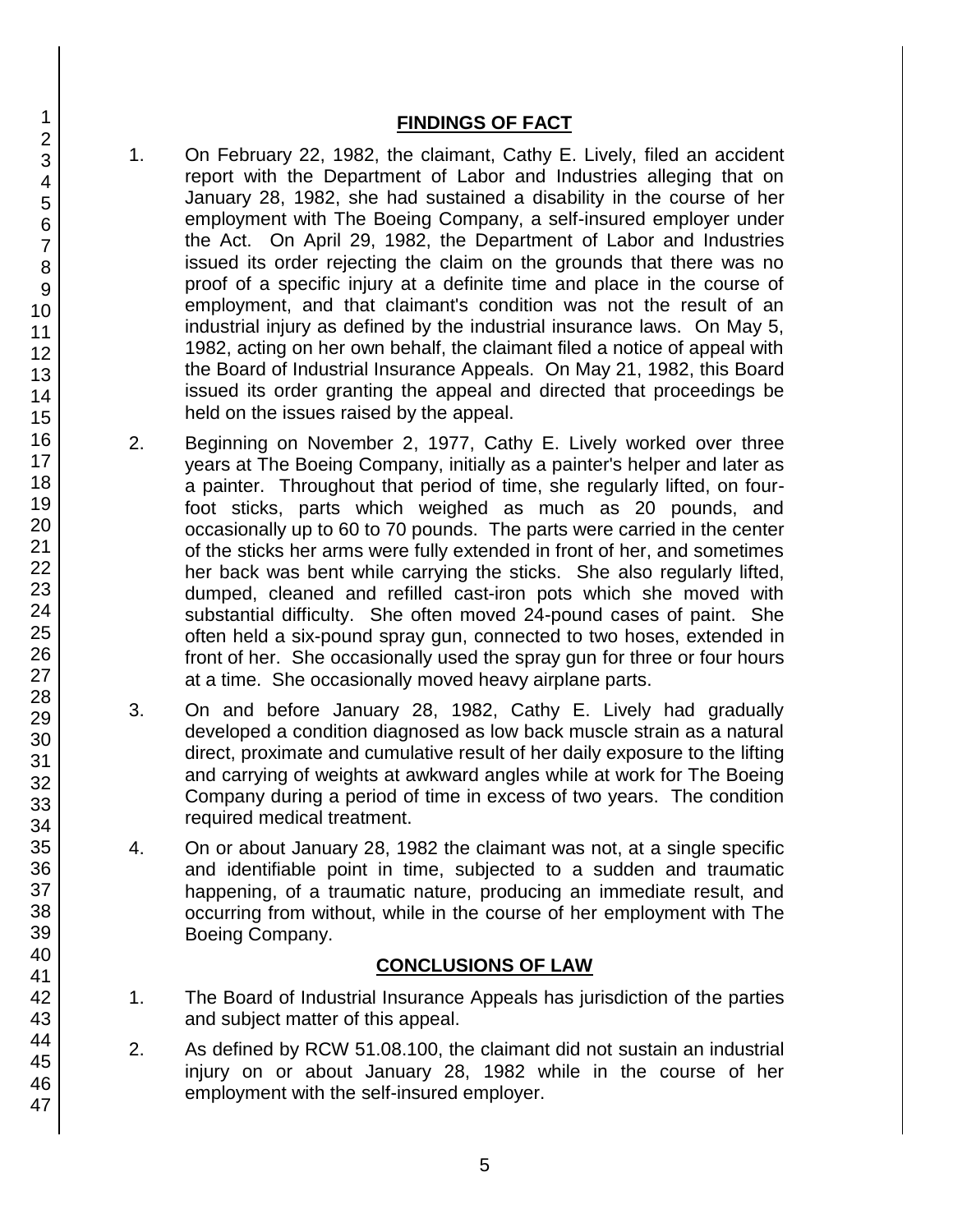## FINDINGS OF FACT

1. On February 22, 1982, the claimant, Cathy E. Lively, filed an accident report with the Department of Labor and Industries alleging that on January 28, 1982, she had sustained a disability in the course of her employment with The Boeing Company, a self-insured employer under the Act. On April 29, 1982, the Department of Labor and Industries issued its order rejecting the claim on the grounds that there was no proof of a specific injury at a definite time and place in the course of employment, and that claimant's condition was not the result of an industrial injury as defined by the industrial insurance laws. On May 5, 1982, acting on her own behalf, the claimant filed a notice of appeal with the Board of Industrial Insurance Appeals. On May 21, 1982, this Board issued its order granting the appeal and directed that proceedings be held on the issues raised by the appeal.

2. Beginning on November 2, 1977, Cathy E. Lively worked over three years at The Boeing Company, initially as a painter's helper and later as a painter. Throughout that period of time, she regularly lifted, on four-foot sticks, parts which weighed as much as 20 pounds, and occasionally up to 60 to 70 pounds. The parts were carried in the center of the sticks her arms were fully extended in front of her, and sometimes her back was bent while carrying the sticks. She also regularly lifted, dumped, cleaned and refilled cast-iron pots which she moved with substantial difficulty. She often moved 24-pound cases of paint. She often held a six-pound spray gun, connected to two hoses, extended in front of her. She occasionally used the spray gun for three or four hours at a time. She occasionally moved heavy airplane parts.

3. On and before January 28, 1982, Cathy E. Lively had gradually developed a condition diagnosed as low back muscle strain as a natural direct, proximate and cumulative result of her daily exposure to the lifting and carrying of weights at awkward angles while at work for The Boeing Company during a period of time in excess of two years. The condition required medical treatment.

4. On or about January 28, 1982 the claimant was not, at a single specific and identifiable point in time, subjected to a sudden and traumatic happening, of a traumatic nature, producing an immediate result, and occurring from without, while in the course of her employment with The Boeing Company.

## CONCLUSIONS OF LAW

1. The Board of Industrial Insurance Appeals has jurisdiction of the parties and subject matter of this appeal.

2. As defined by RCW 51.08.100, the claimant did not sustain an industrial injury on or about January 28, 1982 while in the course of her employment with the self-insured employer.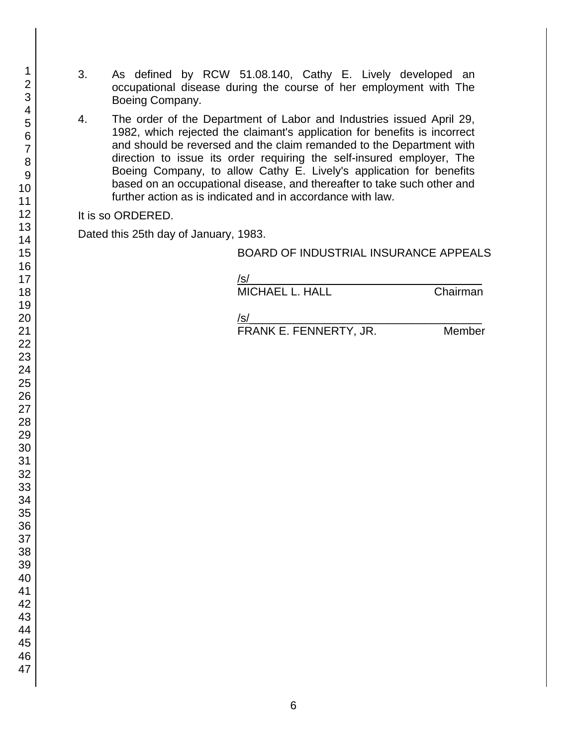3. As defined by RCW 51.08.140, Cathy E. Lively developed an occupational disease during the course of her employment with The Boeing Company.

4. The order of the Department of Labor and Industries issued April 29, 1982, which rejected the claimant's application for benefits is incorrect and should be reversed and the claim remanded to the Department with direction to issue its order requiring the self-insured employer, The Boeing Company, to allow Cathy E. Lively's application for benefits based on an occupational disease, and thereafter to take such other and further action as is indicated and in accordance with law.

It is so ORDERED.

Dated this 25th day of January, 1983.

BOARD OF INDUSTRIAL INSURANCE APPEALS

/s/
MICHAEL L. HALL Chairman

/s/
FRANK E. FENNERTY, JR. Member